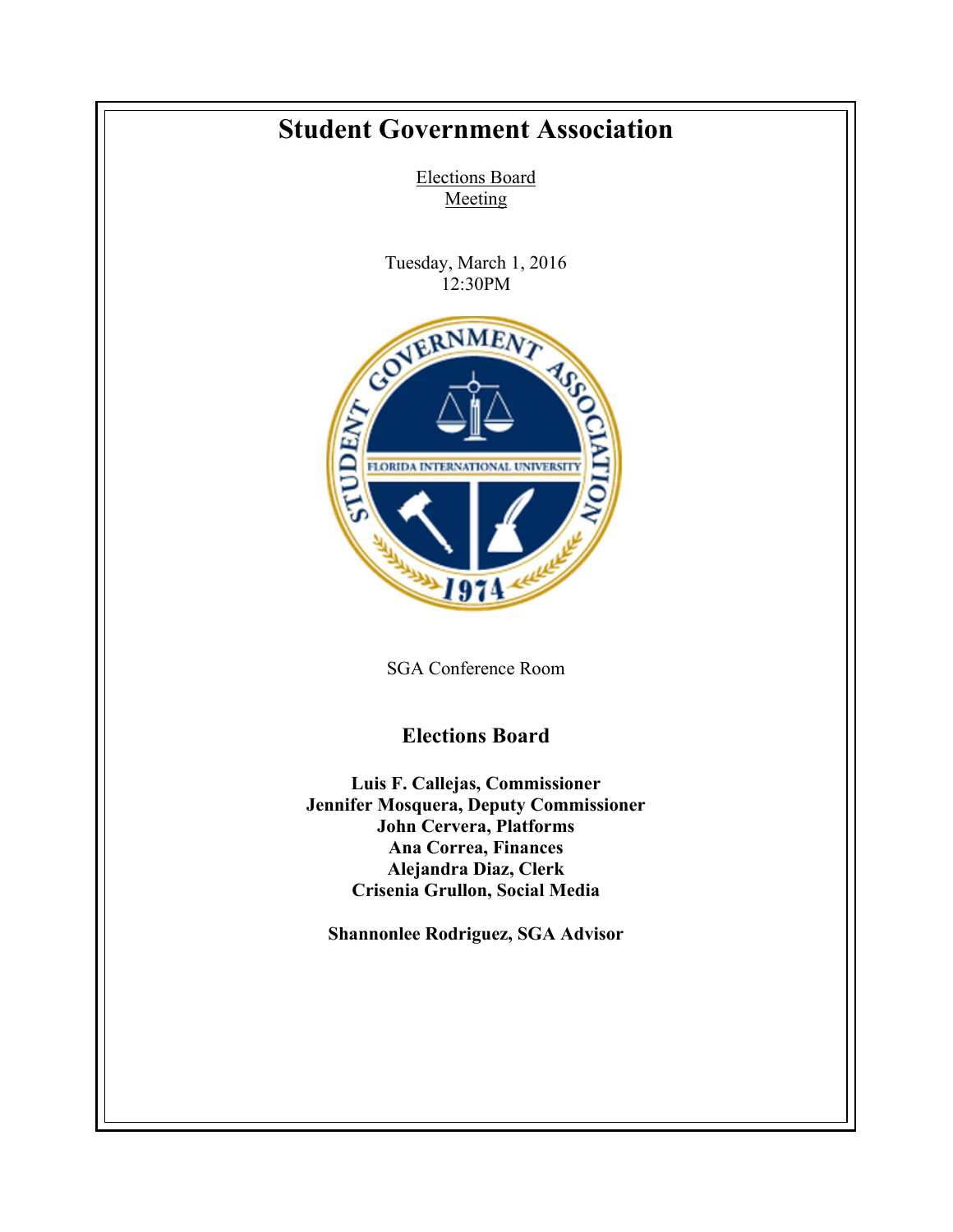# Student Government Association

Elections Board
Meeting

Tuesday, March 1, 2016
12:30PM

SGA Conference Room

## Elections Board

**Luis F. Callejas, Commissioner**
**Jennifer Mosquera, Deputy Commissioner**
**John Cervera, Platforms**
**Ana Correa, Finances**
**Alejandra Diaz, Clerk**
**Crisenia Grullon, Social Media**

**Shannonlee Rodriguez, SGA Advisor**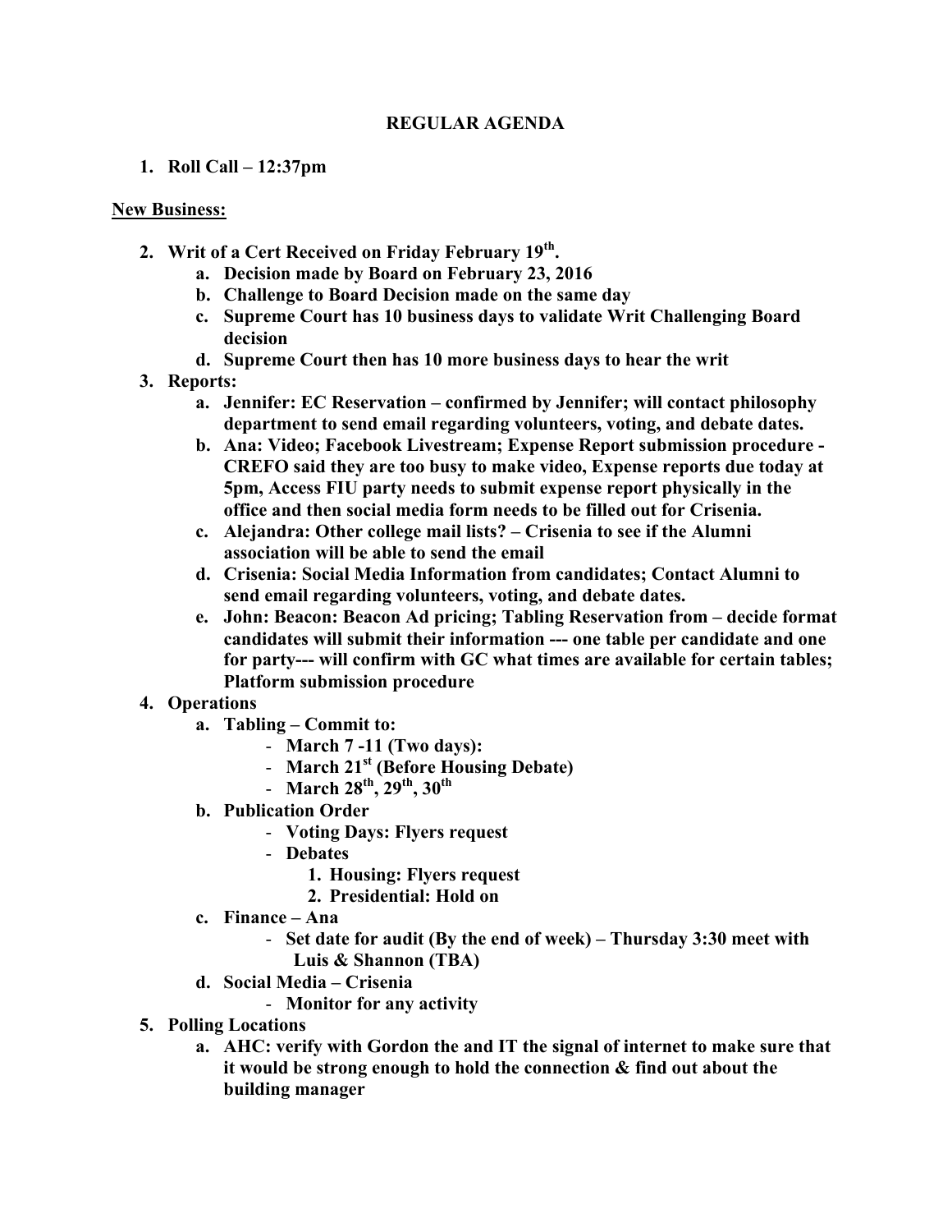**REGULAR AGENDA**

1. **Roll Call – 12:37pm**

**New Business:**

2. **Writ of a Cert Received on Friday February 19th.**
   a. **Decision made by Board on February 23, 2016**
   b. **Challenge to Board Decision made on the same day**
   c. **Supreme Court has 10 business days to validate Writ Challenging Board decision**
   d. **Supreme Court then has 10 more business days to hear the writ**
3. **Reports:**
   a. **Jennifer: EC Reservation – confirmed by Jennifer; will contact philosophy department to send email regarding volunteers, voting, and debate dates.**
   b. **Ana: Video; Facebook Livestream; Expense Report submission procedure - CREFO said they are too busy to make video, Expense reports due today at 5pm, Access FIU party needs to submit expense report physically in the office and then social media form needs to be filled out for Crisenia.**
   c. **Alejandra: Other college mail lists? – Crisenia to see if the Alumni association will be able to send the email**
   d. **Crisenia: Social Media Information from candidates; Contact Alumni to send email regarding volunteers, voting, and debate dates.**
   e. **John: Beacon: Beacon Ad pricing; Tabling Reservation from – decide format candidates will submit their information --- one table per candidate and one for party--- will confirm with GC what times are available for certain tables; Platform submission procedure**
4. **Operations**
   a. **Tabling – Commit to:**
      - **March 7 -11 (Two days):**
      - **March 21st (Before Housing Debate)**
      - **March 28th, 29th, 30th**
   b. **Publication Order**
      - **Voting Days: Flyers request**
      - **Debates**
        1. **Housing: Flyers request**
        2. **Presidential: Hold on**
   c. **Finance – Ana**
      - **Set date for audit (By the end of week) – Thursday 3:30 meet with Luis & Shannon (TBA)**
   d. **Social Media – Crisenia**
      - **Monitor for any activity**
5. **Polling Locations**
   a. **AHC: verify with Gordon the and IT the signal of internet to make sure that it would be strong enough to hold the connection & find out about the building manager**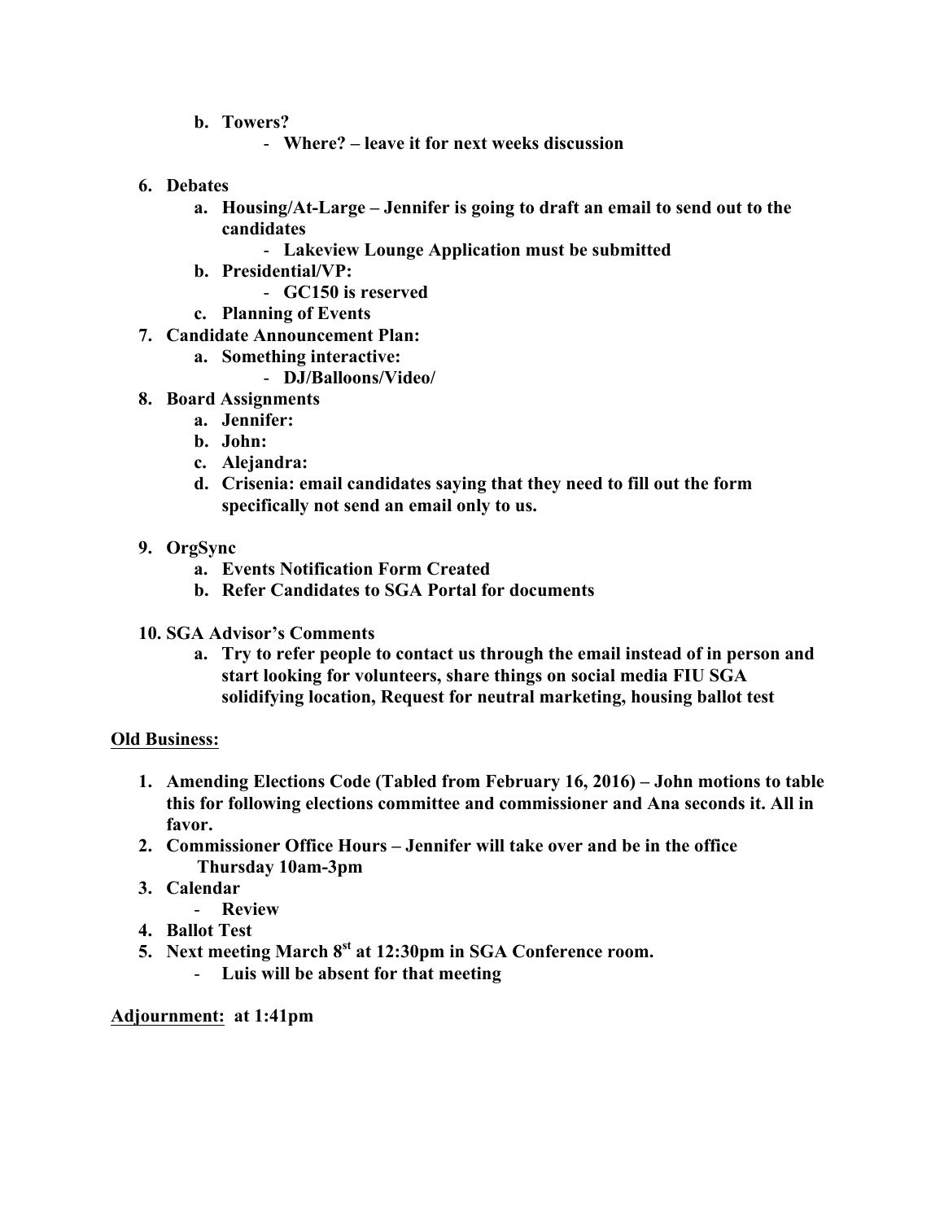b. **Towers?**
   - **Where? – leave it for next weeks discussion**

6. **Debates**
   a. **Housing/At-Large – Jennifer is going to draft an email to send out to the candidates**
      - **Lakeview Lounge Application must be submitted**
   b. **Presidential/VP:**
      - **GC150 is reserved**
   c. **Planning of Events**
7. **Candidate Announcement Plan:**
   a. **Something interactive:**
      - **DJ/Balloons/Video/**
8. **Board Assignments**
   a. **Jennifer:**
   b. **John:**
   c. **Alejandra:**
   d. **Crisenia: email candidates saying that they need to fill out the form specifically not send an email only to us.**

9. **OrgSync**
   a. **Events Notification Form Created**
   b. **Refer Candidates to SGA Portal for documents**

10. **SGA Advisor's Comments**
    a. **Try to refer people to contact us through the email instead of in person and start looking for volunteers, share things on social media FIU SGA solidifying location, Request for neutral marketing, housing ballot test**

**Old Business:**

1. **Amending Elections Code (Tabled from February 16, 2016) – John motions to table this for following elections committee and commissioner and Ana seconds it. All in favor.**
2. **Commissioner Office Hours – Jennifer will take over and be in the office Thursday 10am-3pm**
3. **Calendar**
   - **Review**
4. **Ballot Test**
5. **Next meeting March 8th at 12:30pm in SGA Conference room.**
   - **Luis will be absent for that meeting**

**Adjournment: at 1:41pm**